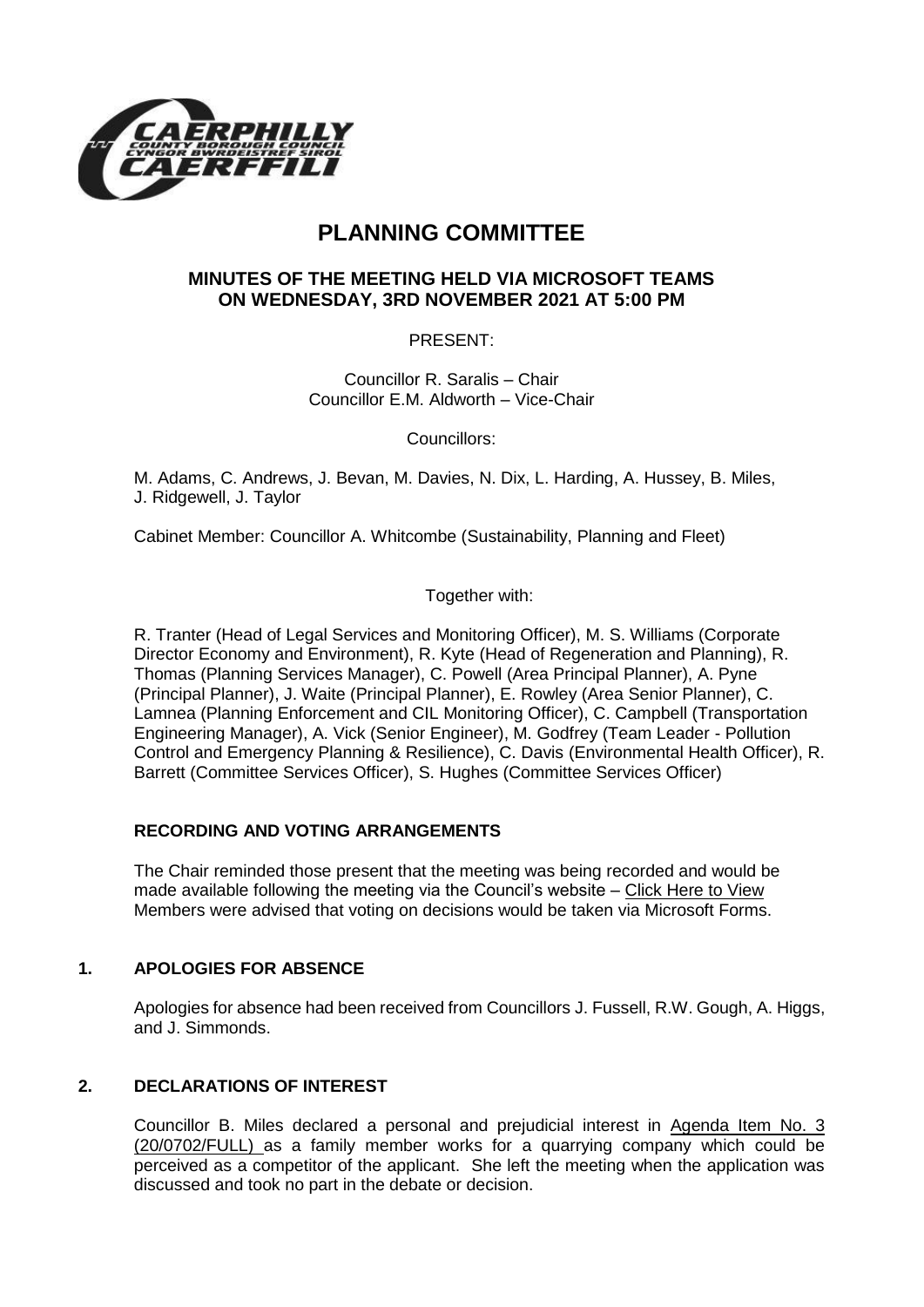# PLANNING COMMITTEE

## MINUTES OF THE MEETING HELD VIA MICROSOFT TEAMS ON WEDNESDAY, 3RD NOVEMBER 2021 AT 5:00 PM

PRESENT:

Councillor R. Saralis – Chair
Councillor E.M. Aldworth – Vice-Chair

Councillors:

M. Adams, C. Andrews, J. Bevan, M. Davies, N. Dix, L. Harding, A. Hussey, B. Miles, J. Ridgewell, J. Taylor

Cabinet Member: Councillor A. Whitcombe (Sustainability, Planning and Fleet)

Together with:

R. Tranter (Head of Legal Services and Monitoring Officer), M. S. Williams (Corporate Director Economy and Environment), R. Kyte (Head of Regeneration and Planning), R. Thomas (Planning Services Manager), C. Powell (Area Principal Planner), A. Pyne (Principal Planner), J. Waite (Principal Planner), E. Rowley (Area Senior Planner), C. Lamnea (Planning Enforcement and CIL Monitoring Officer), C. Campbell (Transportation Engineering Manager), A. Vick (Senior Engineer), M. Godfrey (Team Leader - Pollution Control and Emergency Planning & Resilience), C. Davis (Environmental Health Officer), R. Barrett (Committee Services Officer), S. Hughes (Committee Services Officer)

### RECORDING AND VOTING ARRANGEMENTS

The Chair reminded those present that the meeting was being recorded and would be made available following the meeting via the Council's website – Click Here to View Members were advised that voting on decisions would be taken via Microsoft Forms.

### 1. APOLOGIES FOR ABSENCE

Apologies for absence had been received from Councillors J. Fussell, R.W. Gough, A. Higgs, and J. Simmonds.

### 2. DECLARATIONS OF INTEREST

Councillor B. Miles declared a personal and prejudicial interest in Agenda Item No. 3 (20/0702/FULL) as a family member works for a quarrying company which could be perceived as a competitor of the applicant. She left the meeting when the application was discussed and took no part in the debate or decision.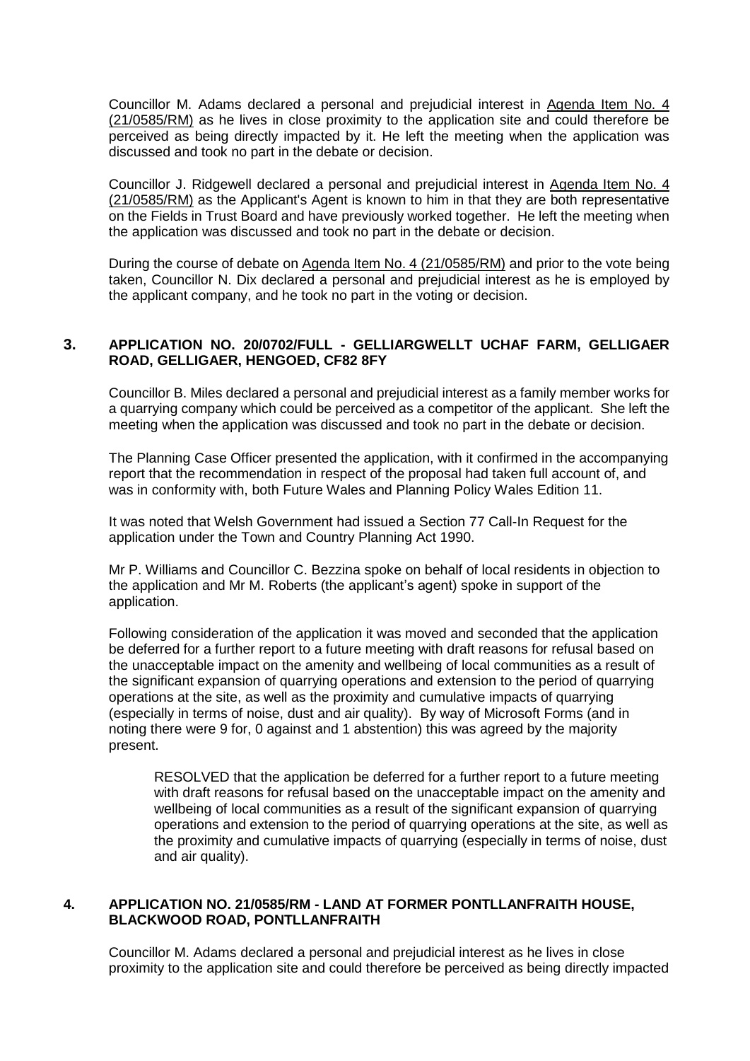Councillor M. Adams declared a personal and prejudicial interest in Agenda Item No. 4 (21/0585/RM) as he lives in close proximity to the application site and could therefore be perceived as being directly impacted by it. He left the meeting when the application was discussed and took no part in the debate or decision.

Councillor J. Ridgewell declared a personal and prejudicial interest in Agenda Item No. 4 (21/0585/RM) as the Applicant's Agent is known to him in that they are both representative on the Fields in Trust Board and have previously worked together. He left the meeting when the application was discussed and took no part in the debate or decision.

During the course of debate on Agenda Item No. 4 (21/0585/RM) and prior to the vote being taken, Councillor N. Dix declared a personal and prejudicial interest as he is employed by the applicant company, and he took no part in the voting or decision.

## 3. APPLICATION NO. 20/0702/FULL - GELLIARGWELLT UCHAF FARM, GELLIGAER ROAD, GELLIGAER, HENGOED, CF82 8FY

Councillor B. Miles declared a personal and prejudicial interest as a family member works for a quarrying company which could be perceived as a competitor of the applicant. She left the meeting when the application was discussed and took no part in the debate or decision.

The Planning Case Officer presented the application, with it confirmed in the accompanying report that the recommendation in respect of the proposal had taken full account of, and was in conformity with, both Future Wales and Planning Policy Wales Edition 11.

It was noted that Welsh Government had issued a Section 77 Call-In Request for the application under the Town and Country Planning Act 1990.

Mr P. Williams and Councillor C. Bezzina spoke on behalf of local residents in objection to the application and Mr M. Roberts (the applicant's agent) spoke in support of the application.

Following consideration of the application it was moved and seconded that the application be deferred for a further report to a future meeting with draft reasons for refusal based on the unacceptable impact on the amenity and wellbeing of local communities as a result of the significant expansion of quarrying operations and extension to the period of quarrying operations at the site, as well as the proximity and cumulative impacts of quarrying (especially in terms of noise, dust and air quality). By way of Microsoft Forms (and in noting there were 9 for, 0 against and 1 abstention) this was agreed by the majority present.

> RESOLVED that the application be deferred for a further report to a future meeting with draft reasons for refusal based on the unacceptable impact on the amenity and wellbeing of local communities as a result of the significant expansion of quarrying operations and extension to the period of quarrying operations at the site, as well as the proximity and cumulative impacts of quarrying (especially in terms of noise, dust and air quality).

## 4. APPLICATION NO. 21/0585/RM - LAND AT FORMER PONTLLANFRAITH HOUSE, BLACKWOOD ROAD, PONTLLANFRAITH

Councillor M. Adams declared a personal and prejudicial interest as he lives in close proximity to the application site and could therefore be perceived as being directly impacted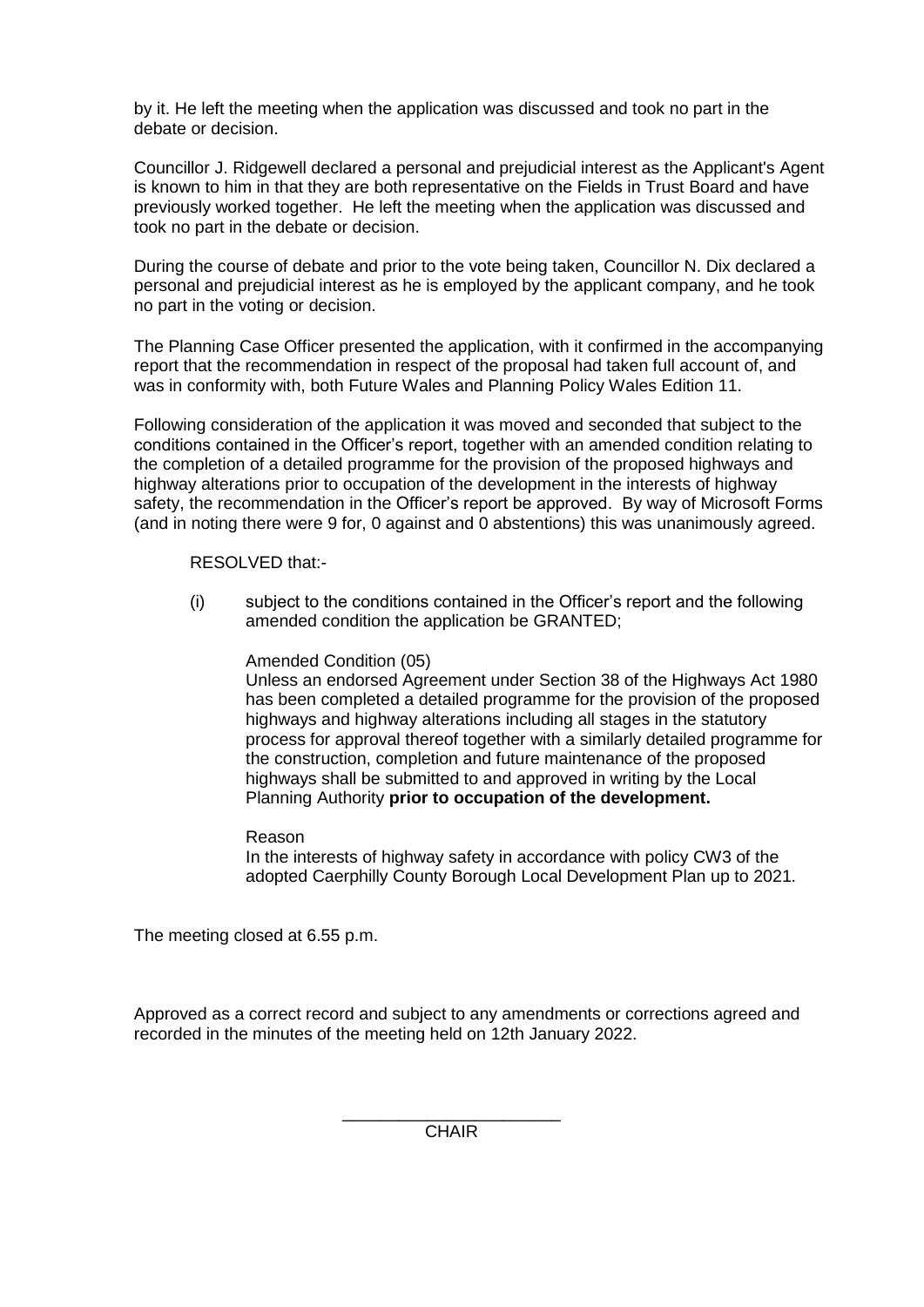by it. He left the meeting when the application was discussed and took no part in the debate or decision.

Councillor J. Ridgewell declared a personal and prejudicial interest as the Applicant's Agent is known to him in that they are both representative on the Fields in Trust Board and have previously worked together. He left the meeting when the application was discussed and took no part in the debate or decision.

During the course of debate and prior to the vote being taken, Councillor N. Dix declared a personal and prejudicial interest as he is employed by the applicant company, and he took no part in the voting or decision.

The Planning Case Officer presented the application, with it confirmed in the accompanying report that the recommendation in respect of the proposal had taken full account of, and was in conformity with, both Future Wales and Planning Policy Wales Edition 11.

Following consideration of the application it was moved and seconded that subject to the conditions contained in the Officer's report, together with an amended condition relating to the completion of a detailed programme for the provision of the proposed highways and highway alterations prior to occupation of the development in the interests of highway safety, the recommendation in the Officer's report be approved. By way of Microsoft Forms (and in noting there were 9 for, 0 against and 0 abstentions) this was unanimously agreed.

RESOLVED that:-

(i) subject to the conditions contained in the Officer's report and the following amended condition the application be GRANTED;

Amended Condition (05)
Unless an endorsed Agreement under Section 38 of the Highways Act 1980 has been completed a detailed programme for the provision of the proposed highways and highway alterations including all stages in the statutory process for approval thereof together with a similarly detailed programme for the construction, completion and future maintenance of the proposed highways shall be submitted to and approved in writing by the Local Planning Authority **prior to occupation of the development.**

Reason
In the interests of highway safety in accordance with policy CW3 of the adopted Caerphilly County Borough Local Development Plan up to 2021.

The meeting closed at 6.55 p.m.

Approved as a correct record and subject to any amendments or corrections agreed and recorded in the minutes of the meeting held on 12th January 2022.

\_\_\_\_\_\_\_\_\_\_\_\_\_\_\_\_\_\_\_\_\_\_\_\_

CHAIR